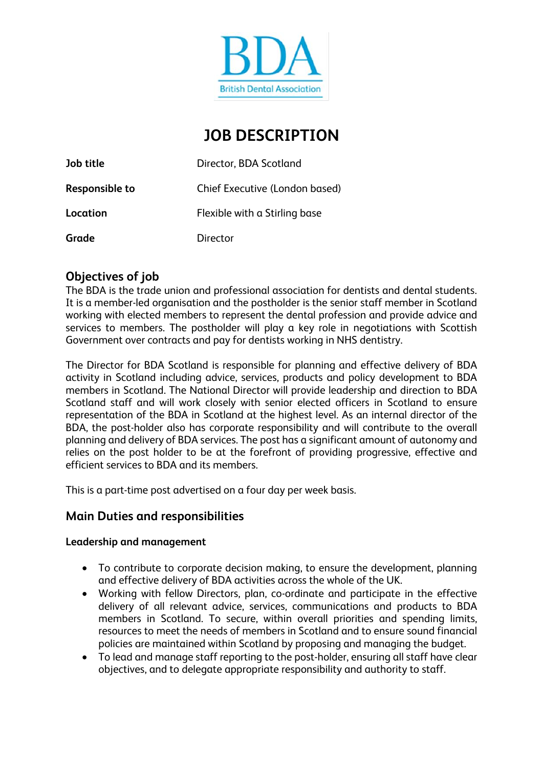BDA
British Dental Association

# JOB DESCRIPTION

| | |
|---|---|
| **Job title** | Director, BDA Scotland |
| **Responsible to** | Chief Executive (London based) |
| **Location** | Flexible with a Stirling base |
| **Grade** | Director |

## Objectives of job

The BDA is the trade union and professional association for dentists and dental students. It is a member-led organisation and the postholder is the senior staff member in Scotland working with elected members to represent the dental profession and provide advice and services to members. The postholder will play a key role in negotiations with Scottish Government over contracts and pay for dentists working in NHS dentistry.

The Director for BDA Scotland is responsible for planning and effective delivery of BDA activity in Scotland including advice, services, products and policy development to BDA members in Scotland. The National Director will provide leadership and direction to BDA Scotland staff and will work closely with senior elected officers in Scotland to ensure representation of the BDA in Scotland at the highest level. As an internal director of the BDA, the post-holder also has corporate responsibility and will contribute to the overall planning and delivery of BDA services. The post has a significant amount of autonomy and relies on the post holder to be at the forefront of providing progressive, effective and efficient services to BDA and its members.

This is a part-time post advertised on a four day per week basis.

## Main Duties and responsibilities

### Leadership and management

- To contribute to corporate decision making, to ensure the development, planning and effective delivery of BDA activities across the whole of the UK.
- Working with fellow Directors, plan, co-ordinate and participate in the effective delivery of all relevant advice, services, communications and products to BDA members in Scotland. To secure, within overall priorities and spending limits, resources to meet the needs of members in Scotland and to ensure sound financial policies are maintained within Scotland by proposing and managing the budget.
- To lead and manage staff reporting to the post-holder, ensuring all staff have clear objectives, and to delegate appropriate responsibility and authority to staff.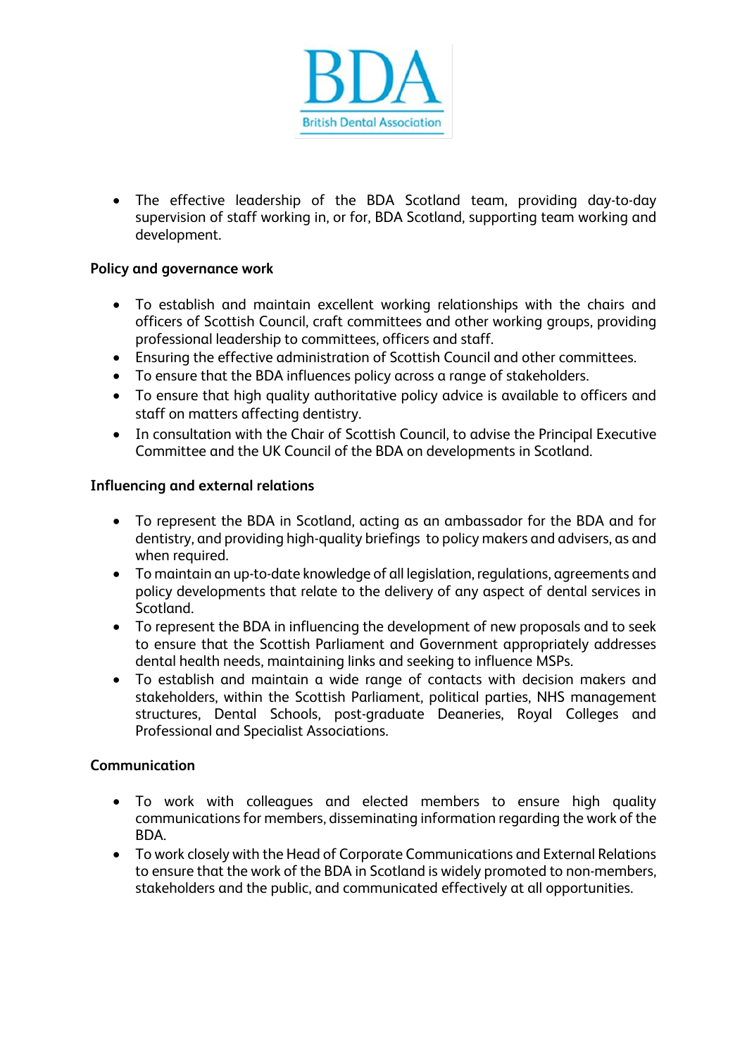- The effective leadership of the BDA Scotland team, providing day-to-day supervision of staff working in, or for, BDA Scotland, supporting team working and development.

**Policy and governance work**

- To establish and maintain excellent working relationships with the chairs and officers of Scottish Council, craft committees and other working groups, providing professional leadership to committees, officers and staff.
- Ensuring the effective administration of Scottish Council and other committees.
- To ensure that the BDA influences policy across a range of stakeholders.
- To ensure that high quality authoritative policy advice is available to officers and staff on matters affecting dentistry.
- In consultation with the Chair of Scottish Council, to advise the Principal Executive Committee and the UK Council of the BDA on developments in Scotland.

**Influencing and external relations**

- To represent the BDA in Scotland, acting as an ambassador for the BDA and for dentistry, and providing high-quality briefings to policy makers and advisers, as and when required.
- To maintain an up-to-date knowledge of all legislation, regulations, agreements and policy developments that relate to the delivery of any aspect of dental services in Scotland.
- To represent the BDA in influencing the development of new proposals and to seek to ensure that the Scottish Parliament and Government appropriately addresses dental health needs, maintaining links and seeking to influence MSPs.
- To establish and maintain a wide range of contacts with decision makers and stakeholders, within the Scottish Parliament, political parties, NHS management structures, Dental Schools, post-graduate Deaneries, Royal Colleges and Professional and Specialist Associations.

**Communication**

- To work with colleagues and elected members to ensure high quality communications for members, disseminating information regarding the work of the BDA.
- To work closely with the Head of Corporate Communications and External Relations to ensure that the work of the BDA in Scotland is widely promoted to non-members, stakeholders and the public, and communicated effectively at all opportunities.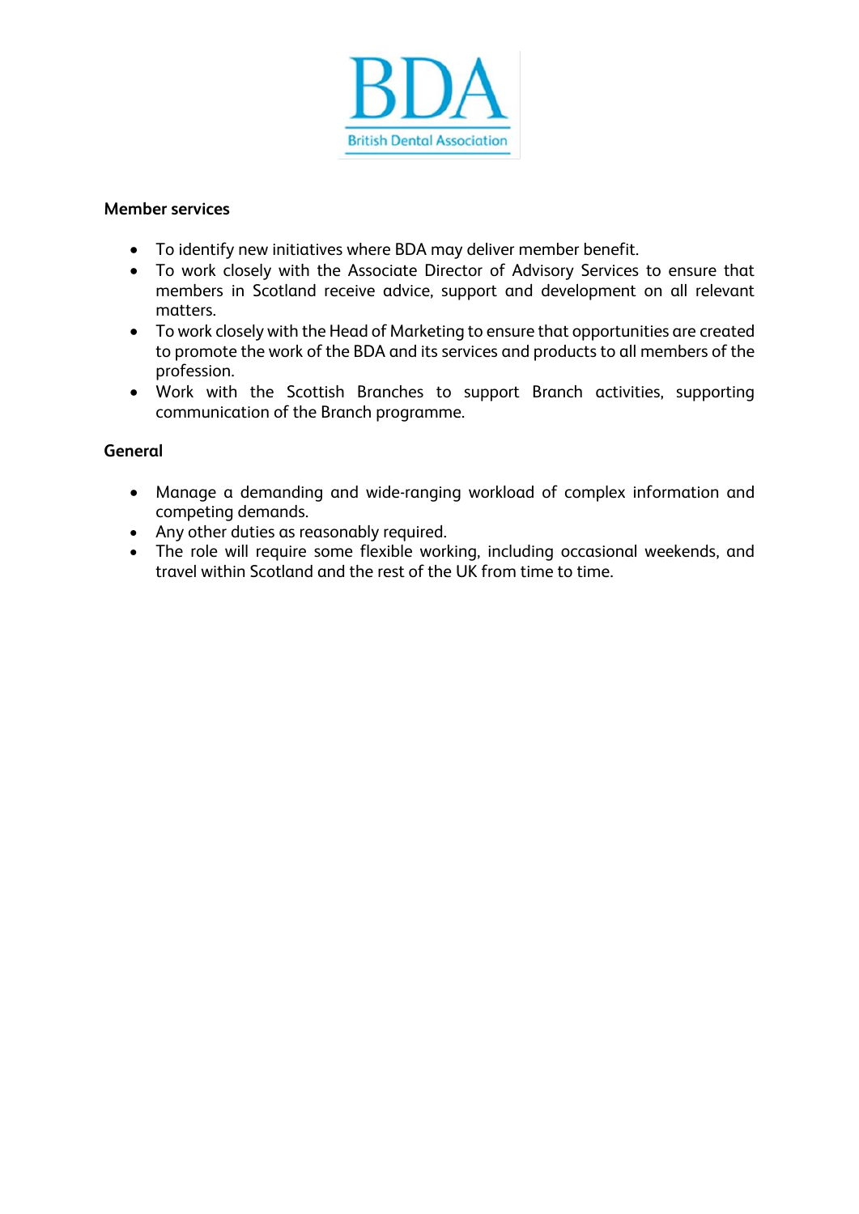**Member services**

- To identify new initiatives where BDA may deliver member benefit.
- To work closely with the Associate Director of Advisory Services to ensure that members in Scotland receive advice, support and development on all relevant matters.
- To work closely with the Head of Marketing to ensure that opportunities are created to promote the work of the BDA and its services and products to all members of the profession.
- Work with the Scottish Branches to support Branch activities, supporting communication of the Branch programme.

**General**

- Manage a demanding and wide-ranging workload of complex information and competing demands.
- Any other duties as reasonably required.
- The role will require some flexible working, including occasional weekends, and travel within Scotland and the rest of the UK from time to time.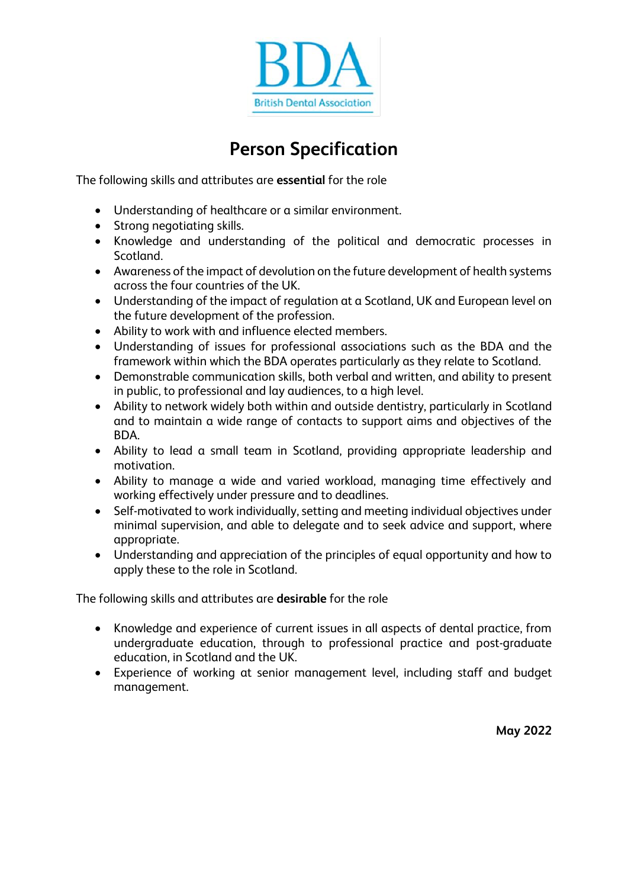# Person Specification

The following skills and attributes are **essential** for the role

- Understanding of healthcare or a similar environment.
- Strong negotiating skills.
- Knowledge and understanding of the political and democratic processes in Scotland.
- Awareness of the impact of devolution on the future development of health systems across the four countries of the UK.
- Understanding of the impact of regulation at a Scotland, UK and European level on the future development of the profession.
- Ability to work with and influence elected members.
- Understanding of issues for professional associations such as the BDA and the framework within which the BDA operates particularly as they relate to Scotland.
- Demonstrable communication skills, both verbal and written, and ability to present in public, to professional and lay audiences, to a high level.
- Ability to network widely both within and outside dentistry, particularly in Scotland and to maintain a wide range of contacts to support aims and objectives of the BDA.
- Ability to lead a small team in Scotland, providing appropriate leadership and motivation.
- Ability to manage a wide and varied workload, managing time effectively and working effectively under pressure and to deadlines.
- Self-motivated to work individually, setting and meeting individual objectives under minimal supervision, and able to delegate and to seek advice and support, where appropriate.
- Understanding and appreciation of the principles of equal opportunity and how to apply these to the role in Scotland.

The following skills and attributes are **desirable** for the role

- Knowledge and experience of current issues in all aspects of dental practice, from undergraduate education, through to professional practice and post-graduate education, in Scotland and the UK.
- Experience of working at senior management level, including staff and budget management.

**May 2022**